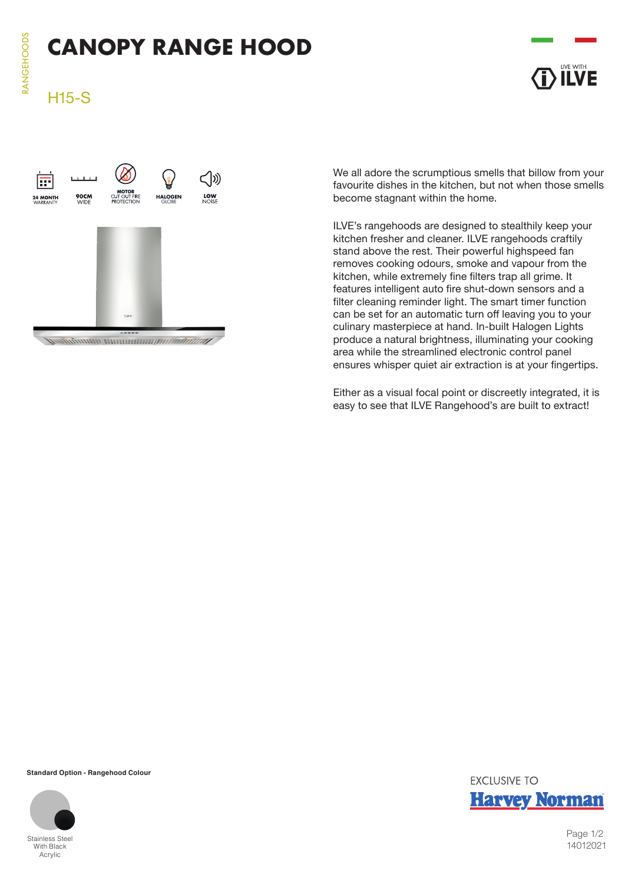# CANOPY RANGE HOOD

## H15-S

24 MONTH WARRANTY | 90CM WIDE | MOTOR CUT OUT FIRE PROTECTION | HALOGEN GLOBE | LOW NOISE

We all adore the scrumptious smells that billow from your favourite dishes in the kitchen, but not when those smells become stagnant within the home.

ILVE's rangehoods are designed to stealthily keep your kitchen fresher and cleaner. ILVE rangehoods craftily stand above the rest. Their powerful highspeed fan removes cooking odours, smoke and vapour from the kitchen, while extremely fine filters trap all grime. It features intelligent auto fire shut-down sensors and a filter cleaning reminder light. The smart timer function can be set for an automatic turn off leaving you to your culinary masterpiece at hand. In-built Halogen Lights produce a natural brightness, illuminating your cooking area while the streamlined electronic control panel ensures whisper quiet air extraction is at your fingertips.

Either as a visual focal point or discreetly integrated, it is easy to see that ILVE Rangehood's are built to extract!

**Standard Option - Rangehood Colour**

Stainless Steel With Black Acrylic

EXCLUSIVE TO Harvey Norman

14012021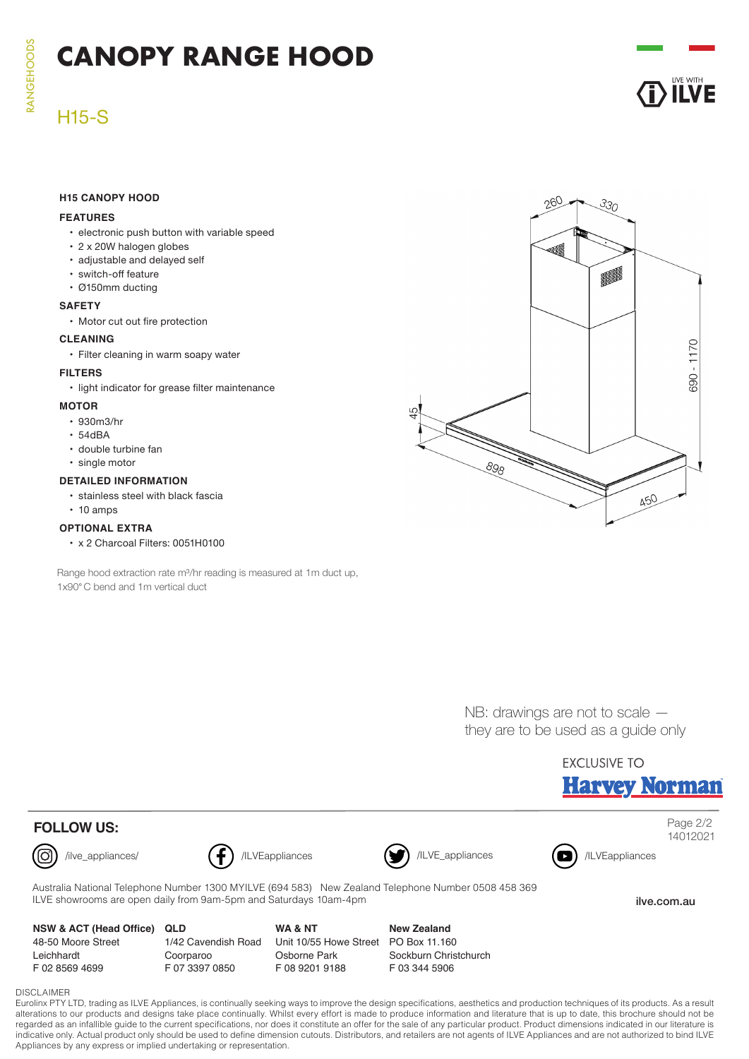# CANOPY RANGE HOOD

## H15-S

RANGEHOODS

### H15 CANOPY HOOD

**FEATURES**

- electronic push button with variable speed
- 2 x 20W halogen globes
- adjustable and delayed self
- switch-off feature
- Ø150mm ducting

**SAFETY**

- Motor cut out fire protection

**CLEANING**

- Filter cleaning in warm soapy water

**FILTERS**

- light indicator for grease filter maintenance

**MOTOR**

- 930m3/hr
- 54dBA
- double turbine fan
- single motor

**DETAILED INFORMATION**

- stainless steel with black fascia
- 10 amps

**OPTIONAL EXTRA**

- x 2 Charcoal Filters: 0051H0100

Range hood extraction rate m³/hr reading is measured at 1m duct up, 1x90° C bend and 1m vertical duct

260
330
690 - 1170
45
898
450

NB: drawings are not to scale — they are to be used as a guide only

EXCLUSIVE TO Harvey Norman

**FOLLOW US:**

/ilve_appliances/ /ILVEappliances /ILVE_appliances /ILVEappliances

Australia National Telephone Number 1300 MYILVE (694 583) New Zealand Telephone Number 0508 458 369
ILVE showrooms are open daily from 9am-5pm and Saturdays 10am-4pm

ilve.com.au

| NSW & ACT (Head Office) | QLD | WA & NT | New Zealand |
|---|---|---|---|
| 48-50 Moore Street | 1/42 Cavendish Road | Unit 10/55 Howe Street | PO Box 11.160 |
| Leichhardt | Coorparoo | Osborne Park | Sockburn Christchurch |
| F 02 8569 4699 | F 07 3397 0850 | F 08 9201 9188 | F 03 344 5906 |

14012021

DISCLAIMER
Eurolinx PTY LTD, trading as ILVE Appliances, is continually seeking ways to improve the design specifications, aesthetics and production techniques of its products. As a result alterations to our products and designs take place continually. Whilst every effort is made to produce information and literature that is up to date, this brochure should not be regarded as an infallible guide to the current specifications, nor does it constitute an offer for the sale of any particular product. Product dimensions indicated in our literature is indicative only. Actual product only should be used to define dimension cutouts. Distributors, and retailers are not agents of ILVE Appliances and are not authorized to bind ILVE Appliances by any express or implied undertaking or representation.